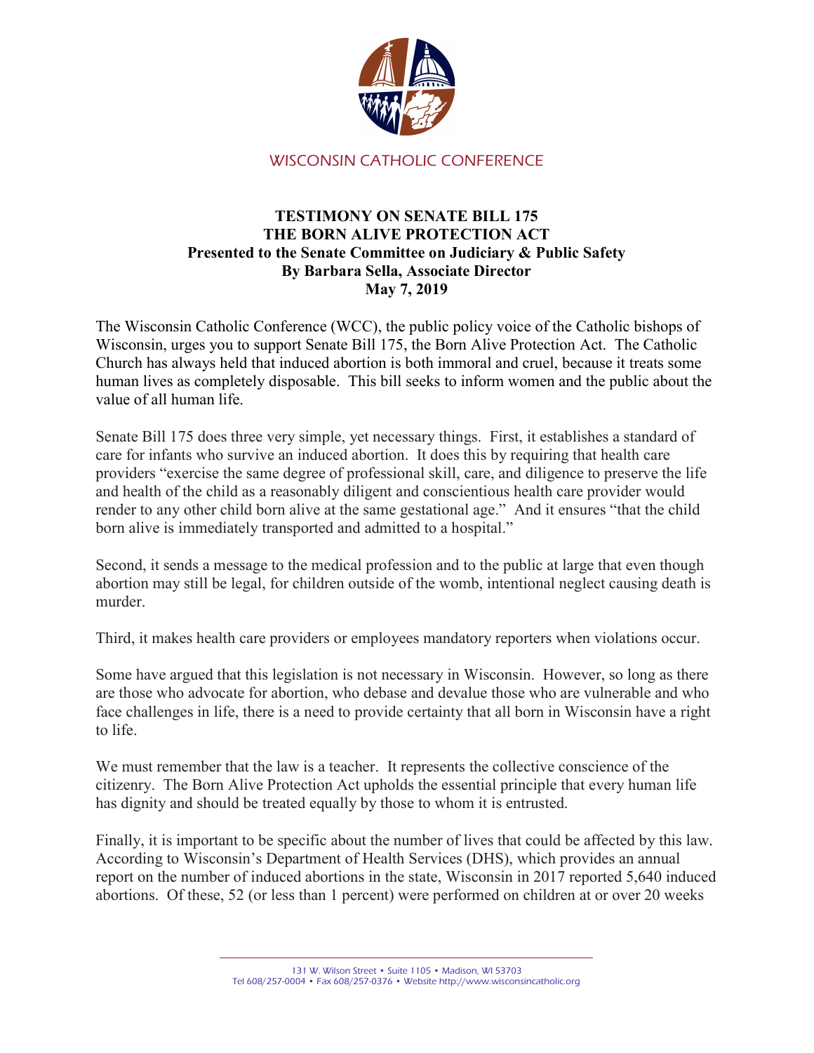WISCONSIN CATHOLIC CONFERENCE

**TESTIMONY ON SENATE BILL 175**
**THE BORN ALIVE PROTECTION ACT**
**Presented to the Senate Committee on Judiciary & Public Safety**
**By Barbara Sella, Associate Director**
**May 7, 2019**

The Wisconsin Catholic Conference (WCC), the public policy voice of the Catholic bishops of Wisconsin, urges you to support Senate Bill 175, the Born Alive Protection Act. The Catholic Church has always held that induced abortion is both immoral and cruel, because it treats some human lives as completely disposable. This bill seeks to inform women and the public about the value of all human life.

Senate Bill 175 does three very simple, yet necessary things. First, it establishes a standard of care for infants who survive an induced abortion. It does this by requiring that health care providers "exercise the same degree of professional skill, care, and diligence to preserve the life and health of the child as a reasonably diligent and conscientious health care provider would render to any other child born alive at the same gestational age." And it ensures "that the child born alive is immediately transported and admitted to a hospital."

Second, it sends a message to the medical profession and to the public at large that even though abortion may still be legal, for children outside of the womb, intentional neglect causing death is murder.

Third, it makes health care providers or employees mandatory reporters when violations occur.

Some have argued that this legislation is not necessary in Wisconsin. However, so long as there are those who advocate for abortion, who debase and devalue those who are vulnerable and who face challenges in life, there is a need to provide certainty that all born in Wisconsin have a right to life.

We must remember that the law is a teacher. It represents the collective conscience of the citizenry. The Born Alive Protection Act upholds the essential principle that every human life has dignity and should be treated equally by those to whom it is entrusted.

Finally, it is important to be specific about the number of lives that could be affected by this law. According to Wisconsin's Department of Health Services (DHS), which provides an annual report on the number of induced abortions in the state, Wisconsin in 2017 reported 5,640 induced abortions. Of these, 52 (or less than 1 percent) were performed on children at or over 20 weeks

131 W. Wilson Street • Suite 1105 • Madison, WI 53703
Tel 608/257-0004 • Fax 608/257-0376 • Website http://www.wisconsincatholic.org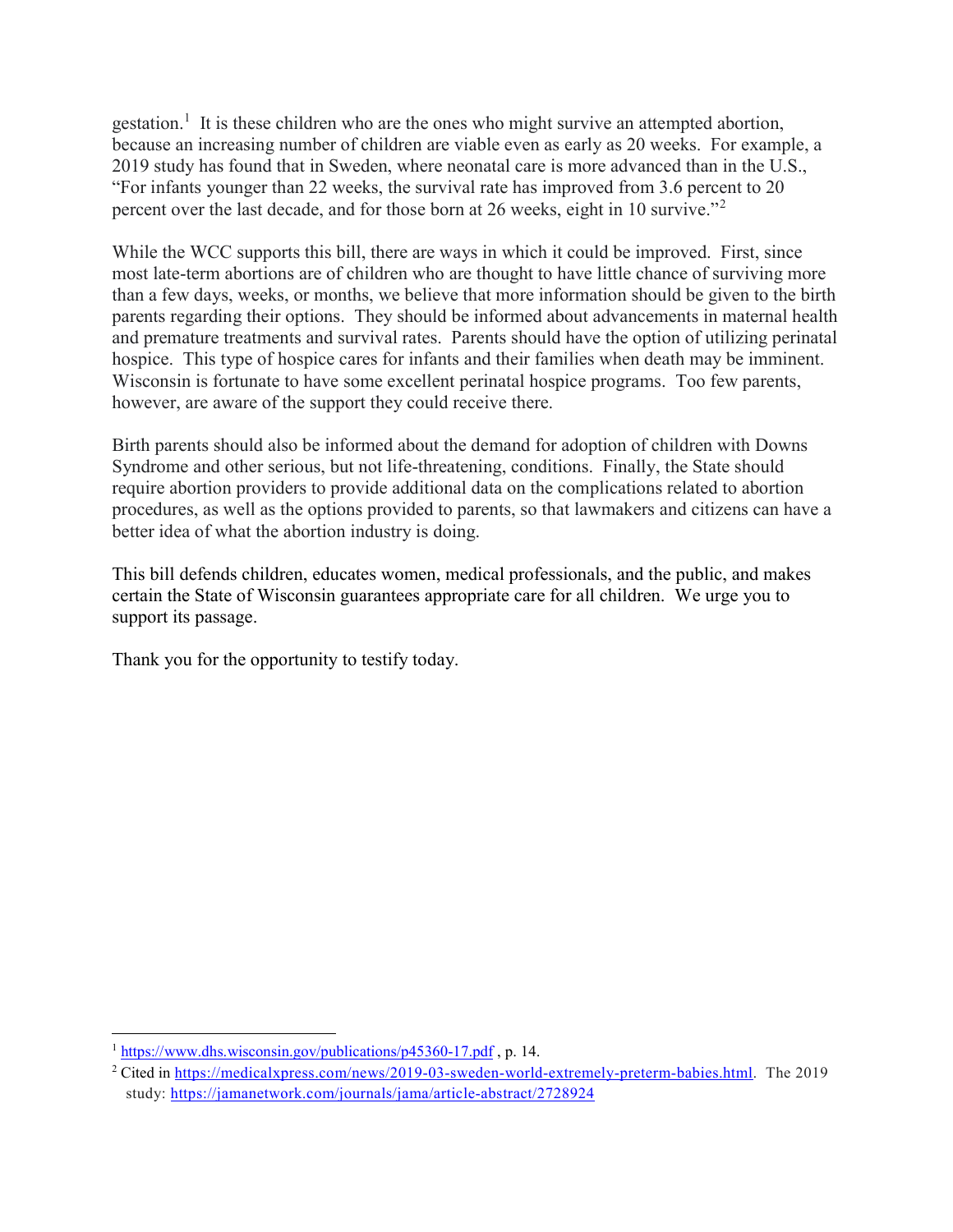gestation.[1] It is these children who are the ones who might survive an attempted abortion, because an increasing number of children are viable even as early as 20 weeks. For example, a 2019 study has found that in Sweden, where neonatal care is more advanced than in the U.S., "For infants younger than 22 weeks, the survival rate has improved from 3.6 percent to 20 percent over the last decade, and for those born at 26 weeks, eight in 10 survive."[2]

While the WCC supports this bill, there are ways in which it could be improved. First, since most late-term abortions are of children who are thought to have little chance of surviving more than a few days, weeks, or months, we believe that more information should be given to the birth parents regarding their options. They should be informed about advancements in maternal health and premature treatments and survival rates. Parents should have the option of utilizing perinatal hospice. This type of hospice cares for infants and their families when death may be imminent. Wisconsin is fortunate to have some excellent perinatal hospice programs. Too few parents, however, are aware of the support they could receive there.

Birth parents should also be informed about the demand for adoption of children with Downs Syndrome and other serious, but not life-threatening, conditions. Finally, the State should require abortion providers to provide additional data on the complications related to abortion procedures, as well as the options provided to parents, so that lawmakers and citizens can have a better idea of what the abortion industry is doing.

This bill defends children, educates women, medical professionals, and the public, and makes certain the State of Wisconsin guarantees appropriate care for all children. We urge you to support its passage.

Thank you for the opportunity to testify today.

---

[1] https://www.dhs.wisconsin.gov/publications/p45360-17.pdf , p. 14.

[2] Cited in https://medicalxpress.com/news/2019-03-sweden-world-extremely-preterm-babies.html. The 2019 study: https://jamanetwork.com/journals/jama/article-abstract/2728924